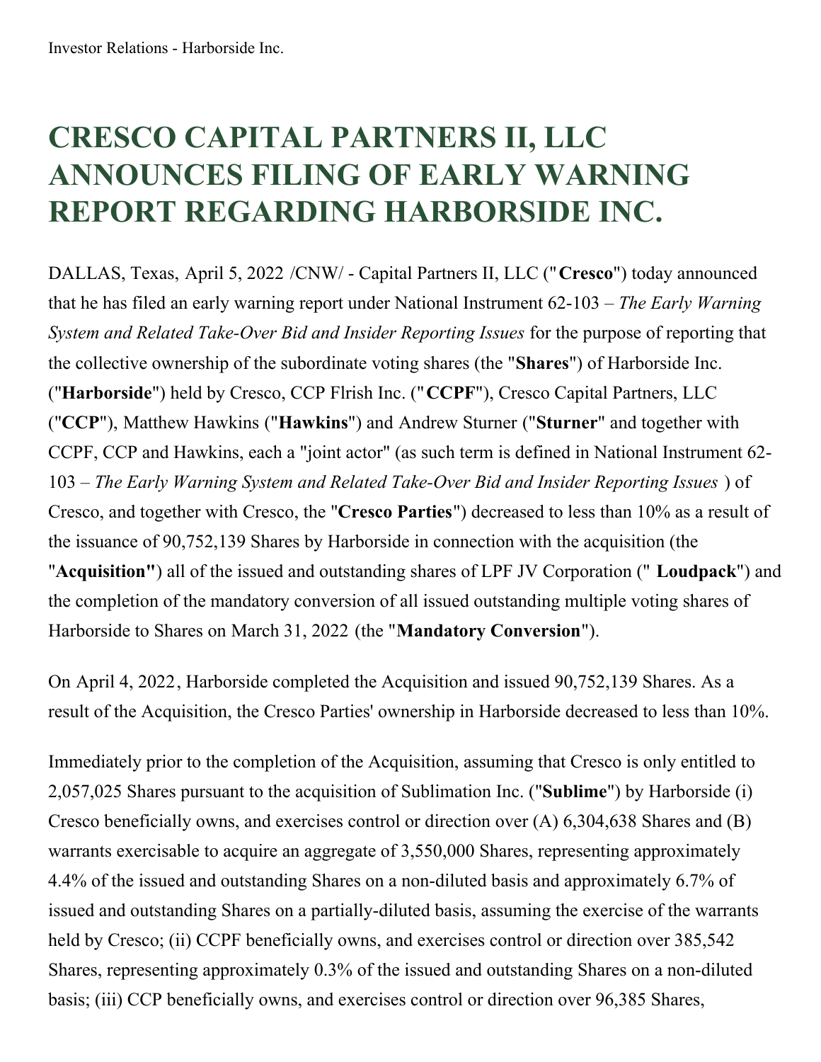# CRESCO CAPITAL PARTNERS II, LLC ANNOUNCES FILING OF EARLY WARNING REPORT REGARDING HARBORSIDE INC.

DALLAS, Texas, April 5, 2022 /CNW/ - Capital Partners II, LLC ("**Cresco**") today announced that he has filed an early warning report under National Instrument 62-103 – *The Early Warning System and Related Take-Over Bid and Insider Reporting Issues* for the purpose of reporting that the collective ownership of the subordinate voting shares (the "**Shares**") of Harborside Inc. ("**Harborside**") held by Cresco, CCP Flrish Inc. ("**CCPF**"), Cresco Capital Partners, LLC ("**CCP**"), Matthew Hawkins ("**Hawkins**") and Andrew Sturner ("**Sturner**" and together with CCPF, CCP and Hawkins, each a "joint actor" (as such term is defined in National Instrument 62-103 – *The Early Warning System and Related Take-Over Bid and Insider Reporting Issues* ) of Cresco, and together with Cresco, the "**Cresco Parties**") decreased to less than 10% as a result of the issuance of 90,752,139 Shares by Harborside in connection with the acquisition (the "**Acquisition"**) all of the issued and outstanding shares of LPF JV Corporation (" **Loudpack**") and the completion of the mandatory conversion of all issued outstanding multiple voting shares of Harborside to Shares on March 31, 2022 (the "**Mandatory Conversion**").

On April 4, 2022, Harborside completed the Acquisition and issued 90,752,139 Shares. As a result of the Acquisition, the Cresco Parties' ownership in Harborside decreased to less than 10%.

Immediately prior to the completion of the Acquisition, assuming that Cresco is only entitled to 2,057,025 Shares pursuant to the acquisition of Sublimation Inc. ("**Sublime**") by Harborside (i) Cresco beneficially owns, and exercises control or direction over (A) 6,304,638 Shares and (B) warrants exercisable to acquire an aggregate of 3,550,000 Shares, representing approximately 4.4% of the issued and outstanding Shares on a non-diluted basis and approximately 6.7% of issued and outstanding Shares on a partially-diluted basis, assuming the exercise of the warrants held by Cresco; (ii) CCPF beneficially owns, and exercises control or direction over 385,542 Shares, representing approximately 0.3% of the issued and outstanding Shares on a non-diluted basis; (iii) CCP beneficially owns, and exercises control or direction over 96,385 Shares,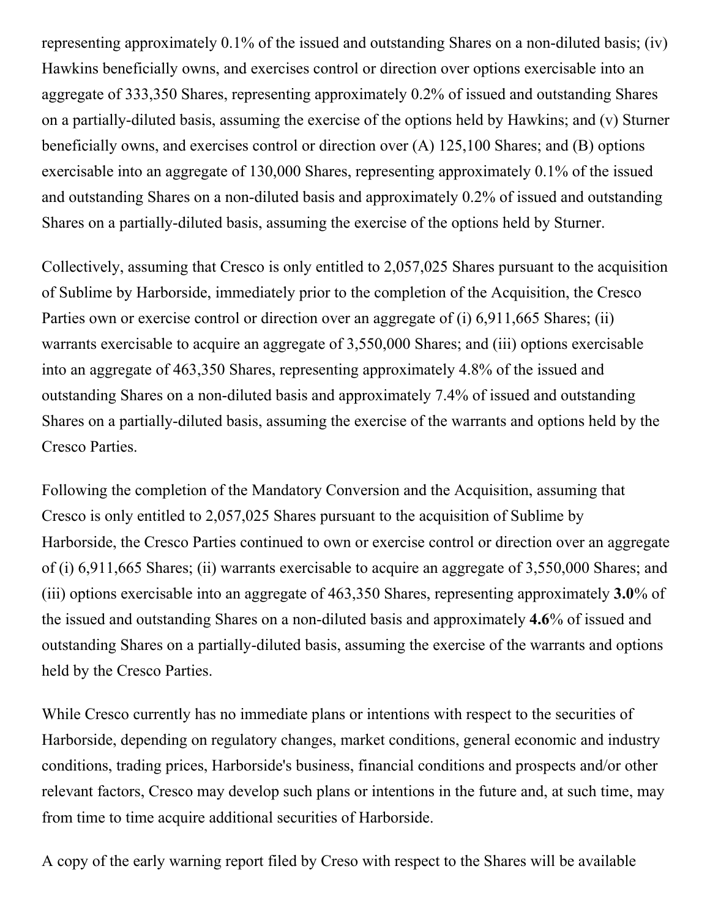representing approximately 0.1% of the issued and outstanding Shares on a non-diluted basis; (iv) Hawkins beneficially owns, and exercises control or direction over options exercisable into an aggregate of 333,350 Shares, representing approximately 0.2% of issued and outstanding Shares on a partially-diluted basis, assuming the exercise of the options held by Hawkins; and (v) Sturner beneficially owns, and exercises control or direction over (A) 125,100 Shares; and (B) options exercisable into an aggregate of 130,000 Shares, representing approximately 0.1% of the issued and outstanding Shares on a non-diluted basis and approximately 0.2% of issued and outstanding Shares on a partially-diluted basis, assuming the exercise of the options held by Sturner.

Collectively, assuming that Cresco is only entitled to 2,057,025 Shares pursuant to the acquisition of Sublime by Harborside, immediately prior to the completion of the Acquisition, the Cresco Parties own or exercise control or direction over an aggregate of (i) 6,911,665 Shares; (ii) warrants exercisable to acquire an aggregate of 3,550,000 Shares; and (iii) options exercisable into an aggregate of 463,350 Shares, representing approximately 4.8% of the issued and outstanding Shares on a non-diluted basis and approximately 7.4% of issued and outstanding Shares on a partially-diluted basis, assuming the exercise of the warrants and options held by the Cresco Parties.

Following the completion of the Mandatory Conversion and the Acquisition, assuming that Cresco is only entitled to 2,057,025 Shares pursuant to the acquisition of Sublime by Harborside, the Cresco Parties continued to own or exercise control or direction over an aggregate of (i) 6,911,665 Shares; (ii) warrants exercisable to acquire an aggregate of 3,550,000 Shares; and (iii) options exercisable into an aggregate of 463,350 Shares, representing approximately **3.0**% of the issued and outstanding Shares on a non-diluted basis and approximately **4.6**% of issued and outstanding Shares on a partially-diluted basis, assuming the exercise of the warrants and options held by the Cresco Parties.

While Cresco currently has no immediate plans or intentions with respect to the securities of Harborside, depending on regulatory changes, market conditions, general economic and industry conditions, trading prices, Harborside's business, financial conditions and prospects and/or other relevant factors, Cresco may develop such plans or intentions in the future and, at such time, may from time to time acquire additional securities of Harborside.

A copy of the early warning report filed by Creso with respect to the Shares will be available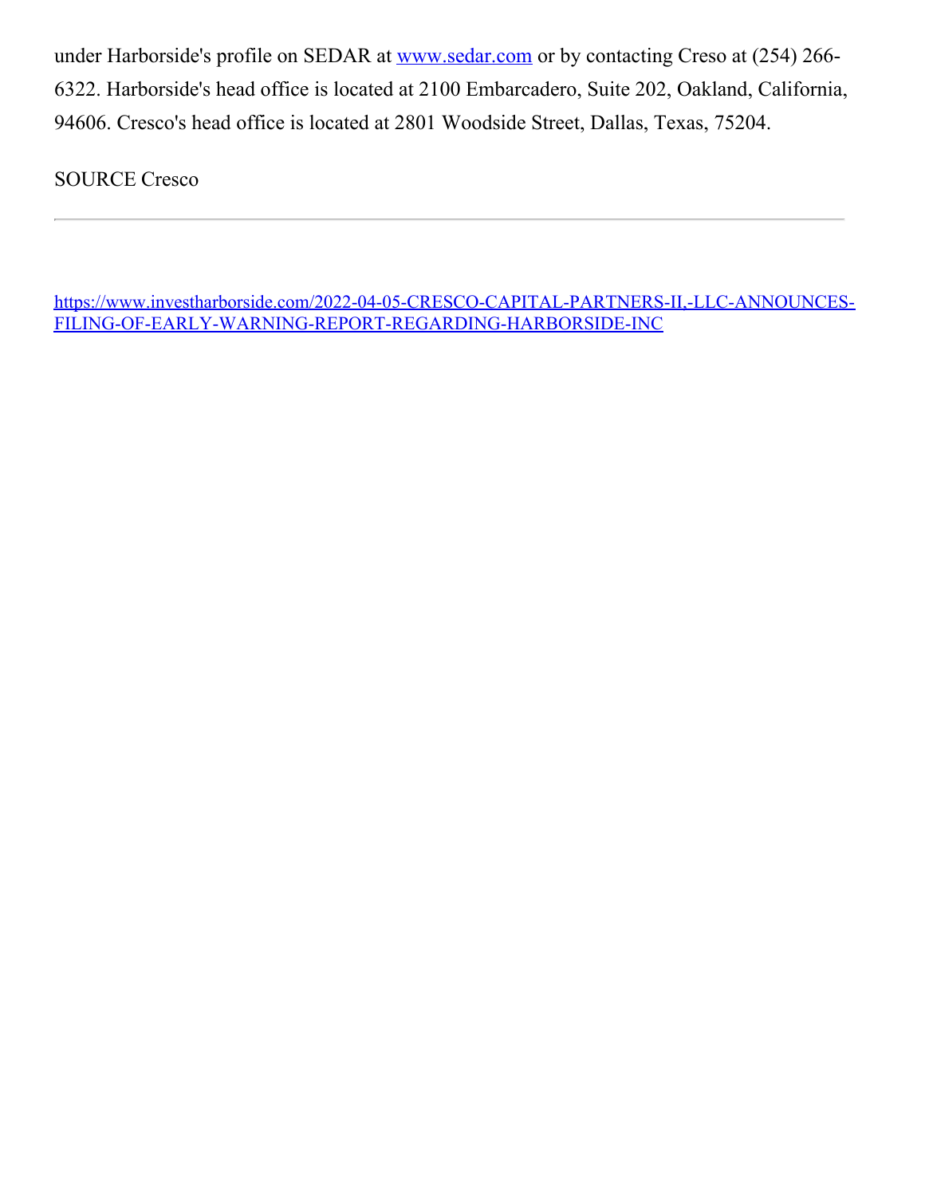under Harborside's profile on SEDAR at [www.sedar.com](http://www.sedar.com) or by contacting Creso at (254) 266-6322. Harborside's head office is located at 2100 Embarcadero, Suite 202, Oakland, California, 94606. Cresco's head office is located at 2801 Woodside Street, Dallas, Texas, 75204.

SOURCE Cresco

---

[https://www.investharborside.com/2022-04-05-CRESCO-CAPITAL-PARTNERS-II,-LLC-ANNOUNCES-FILING-OF-EARLY-WARNING-REPORT-REGARDING-HARBORSIDE-INC](https://www.investharborside.com/2022-04-05-CRESCO-CAPITAL-PARTNERS-II,-LLC-ANNOUNCES-FILING-OF-EARLY-WARNING-REPORT-REGARDING-HARBORSIDE-INC)